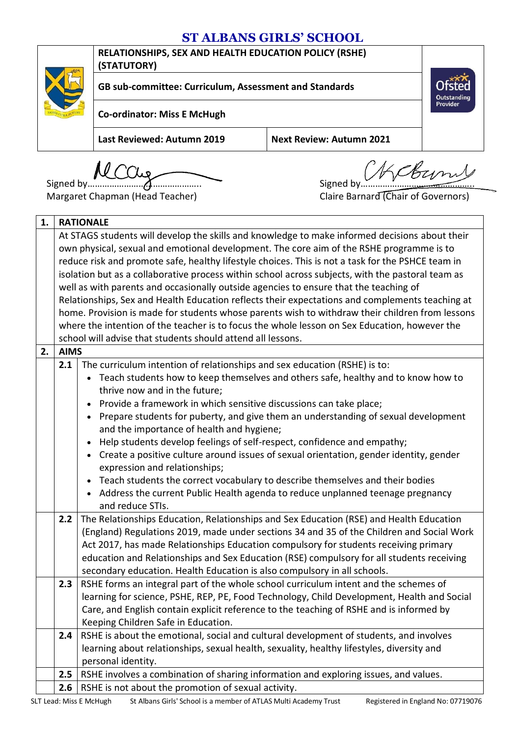# ST ALBANS GIRLS' SCHOOL

| RELATIONSHIPS, SEX AND HEALTH EDUCATION POLICY (RSHE) (STATUTORY) | |
|---|---|
| GB sub-committee: Curriculum, Assessment and Standards | |
| Co-ordinator: Miss E McHugh | |
| Last Reviewed: Autumn 2019 | Next Review: Autumn 2021 |

Signed by……………………………………..
Margaret Chapman (Head Teacher)

Signed by……………………………………..
Claire Barnard (Chair of Governors)

## 1. RATIONALE

At STAGS students will develop the skills and knowledge to make informed decisions about their own physical, sexual and emotional development. The core aim of the RSHE programme is to reduce risk and promote safe, healthy lifestyle choices. This is not a task for the PSHCE team in isolation but as a collaborative process within school across subjects, with the pastoral team as well as with parents and occasionally outside agencies to ensure that the teaching of Relationships, Sex and Health Education reflects their expectations and complements teaching at home. Provision is made for students whose parents wish to withdraw their children from lessons where the intention of the teacher is to focus the whole lesson on Sex Education, however the school will advise that students should attend all lessons.

## 2. AIMS

**2.1** The curriculum intention of relationships and sex education (RSHE) is to:

- Teach students how to keep themselves and others safe, healthy and to know how to thrive now and in the future;
- Provide a framework in which sensitive discussions can take place;
- Prepare students for puberty, and give them an understanding of sexual development and the importance of health and hygiene;
- Help students develop feelings of self-respect, confidence and empathy;
- Create a positive culture around issues of sexual orientation, gender identity, gender expression and relationships;
- Teach students the correct vocabulary to describe themselves and their bodies
- Address the current Public Health agenda to reduce unplanned teenage pregnancy and reduce STIs.

**2.2** The Relationships Education, Relationships and Sex Education (RSE) and Health Education (England) Regulations 2019, made under sections 34 and 35 of the Children and Social Work Act 2017, has made Relationships Education compulsory for students receiving primary education and Relationships and Sex Education (RSE) compulsory for all students receiving secondary education. Health Education is also compulsory in all schools.

**2.3** RSHE forms an integral part of the whole school curriculum intent and the schemes of learning for science, PSHE, REP, PE, Food Technology, Child Development, Health and Social Care, and English contain explicit reference to the teaching of RSHE and is informed by Keeping Children Safe in Education.

**2.4** RSHE is about the emotional, social and cultural development of students, and involves learning about relationships, sexual health, sexuality, healthy lifestyles, diversity and personal identity.

**2.5** RSHE involves a combination of sharing information and exploring issues, and values.

**2.6** RSHE is not about the promotion of sexual activity.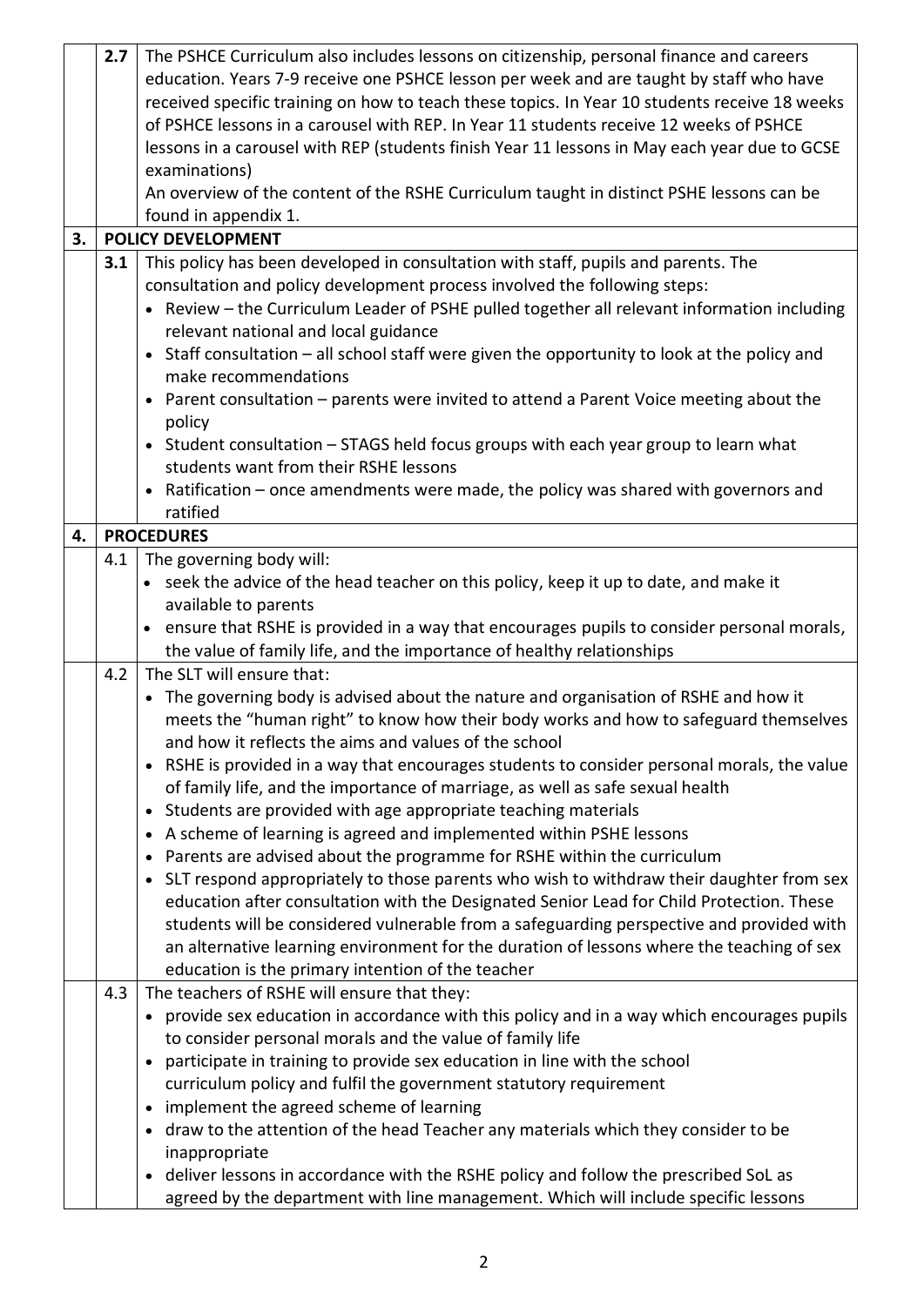| | | |
|---|---|---|
| | **2.7** | The PSHCE Curriculum also includes lessons on citizenship, personal finance and careers education. Years 7-9 receive one PSHCE lesson per week and are taught by staff who have received specific training on how to teach these topics. In Year 10 students receive 18 weeks of PSHCE lessons in a carousel with REP. In Year 11 students receive 12 weeks of PSHCE lessons in a carousel with REP (students finish Year 11 lessons in May each year due to GCSE examinations)<br>An overview of the content of the RSHE Curriculum taught in distinct PSHE lessons can be found in appendix 1. |
| **3.** | **POLICY DEVELOPMENT** | |
| | **3.1** | This policy has been developed in consultation with staff, pupils and parents. The consultation and policy development process involved the following steps:<br>• Review – the Curriculum Leader of PSHE pulled together all relevant information including relevant national and local guidance<br>• Staff consultation – all school staff were given the opportunity to look at the policy and make recommendations<br>• Parent consultation – parents were invited to attend a Parent Voice meeting about the policy<br>• Student consultation – STAGS held focus groups with each year group to learn what students want from their RSHE lessons<br>• Ratification – once amendments were made, the policy was shared with governors and ratified |
| **4.** | **PROCEDURES** | |
| | 4.1 | The governing body will:<br>• seek the advice of the head teacher on this policy, keep it up to date, and make it available to parents<br>• ensure that RSHE is provided in a way that encourages pupils to consider personal morals, the value of family life, and the importance of healthy relationships |
| | 4.2 | The SLT will ensure that:<br>• The governing body is advised about the nature and organisation of RSHE and how it meets the "human right" to know how their body works and how to safeguard themselves and how it reflects the aims and values of the school<br>• RSHE is provided in a way that encourages students to consider personal morals, the value of family life, and the importance of marriage, as well as safe sexual health<br>• Students are provided with age appropriate teaching materials<br>• A scheme of learning is agreed and implemented within PSHE lessons<br>• Parents are advised about the programme for RSHE within the curriculum<br>• SLT respond appropriately to those parents who wish to withdraw their daughter from sex education after consultation with the Designated Senior Lead for Child Protection. These students will be considered vulnerable from a safeguarding perspective and provided with an alternative learning environment for the duration of lessons where the teaching of sex education is the primary intention of the teacher |
| | 4.3 | The teachers of RSHE will ensure that they:<br>• provide sex education in accordance with this policy and in a way which encourages pupils to consider personal morals and the value of family life<br>• participate in training to provide sex education in line with the school curriculum policy and fulfil the government statutory requirement<br>• implement the agreed scheme of learning<br>• draw to the attention of the head Teacher any materials which they consider to be inappropriate<br>• deliver lessons in accordance with the RSHE policy and follow the prescribed SoL as agreed by the department with line management. Which will include specific lessons |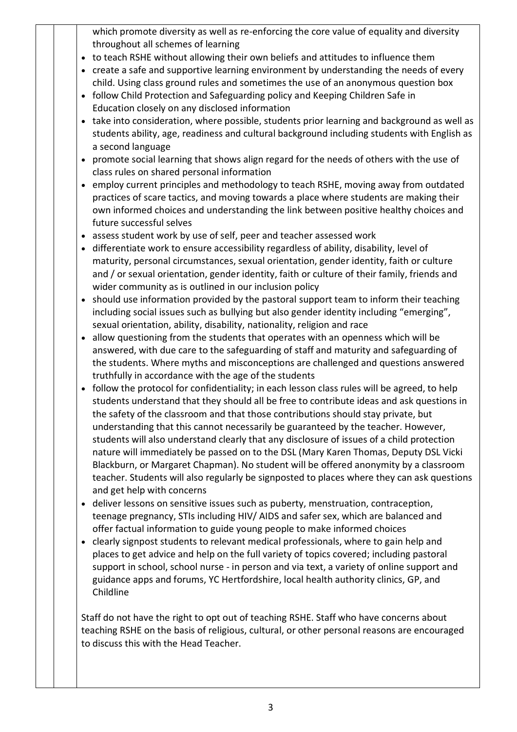which promote diversity as well as re-enforcing the core value of equality and diversity throughout all schemes of learning

- to teach RSHE without allowing their own beliefs and attitudes to influence them
- create a safe and supportive learning environment by understanding the needs of every child. Using class ground rules and sometimes the use of an anonymous question box
- follow Child Protection and Safeguarding policy and Keeping Children Safe in Education closely on any disclosed information
- take into consideration, where possible, students prior learning and background as well as students ability, age, readiness and cultural background including students with English as a second language
- promote social learning that shows align regard for the needs of others with the use of class rules on shared personal information
- employ current principles and methodology to teach RSHE, moving away from outdated practices of scare tactics, and moving towards a place where students are making their own informed choices and understanding the link between positive healthy choices and future successful selves
- assess student work by use of self, peer and teacher assessed work
- differentiate work to ensure accessibility regardless of ability, disability, level of maturity, personal circumstances, sexual orientation, gender identity, faith or culture and / or sexual orientation, gender identity, faith or culture of their family, friends and wider community as is outlined in our inclusion policy
- should use information provided by the pastoral support team to inform their teaching including social issues such as bullying but also gender identity including "emerging", sexual orientation, ability, disability, nationality, religion and race
- allow questioning from the students that operates with an openness which will be answered, with due care to the safeguarding of staff and maturity and safeguarding of the students. Where myths and misconceptions are challenged and questions answered truthfully in accordance with the age of the students
- follow the protocol for confidentiality; in each lesson class rules will be agreed, to help students understand that they should all be free to contribute ideas and ask questions in the safety of the classroom and that those contributions should stay private, but understanding that this cannot necessarily be guaranteed by the teacher. However, students will also understand clearly that any disclosure of issues of a child protection nature will immediately be passed on to the DSL (Mary Karen Thomas, Deputy DSL Vicki Blackburn, or Margaret Chapman). No student will be offered anonymity by a classroom teacher. Students will also regularly be signposted to places where they can ask questions and get help with concerns
- deliver lessons on sensitive issues such as puberty, menstruation, contraception, teenage pregnancy, STIs including HIV/ AIDS and safer sex, which are balanced and offer factual information to guide young people to make informed choices
- clearly signpost students to relevant medical professionals, where to gain help and places to get advice and help on the full variety of topics covered; including pastoral support in school, school nurse - in person and via text, a variety of online support and guidance apps and forums, YC Hertfordshire, local health authority clinics, GP, and Childline

Staff do not have the right to opt out of teaching RSHE. Staff who have concerns about teaching RSHE on the basis of religious, cultural, or other personal reasons are encouraged to discuss this with the Head Teacher.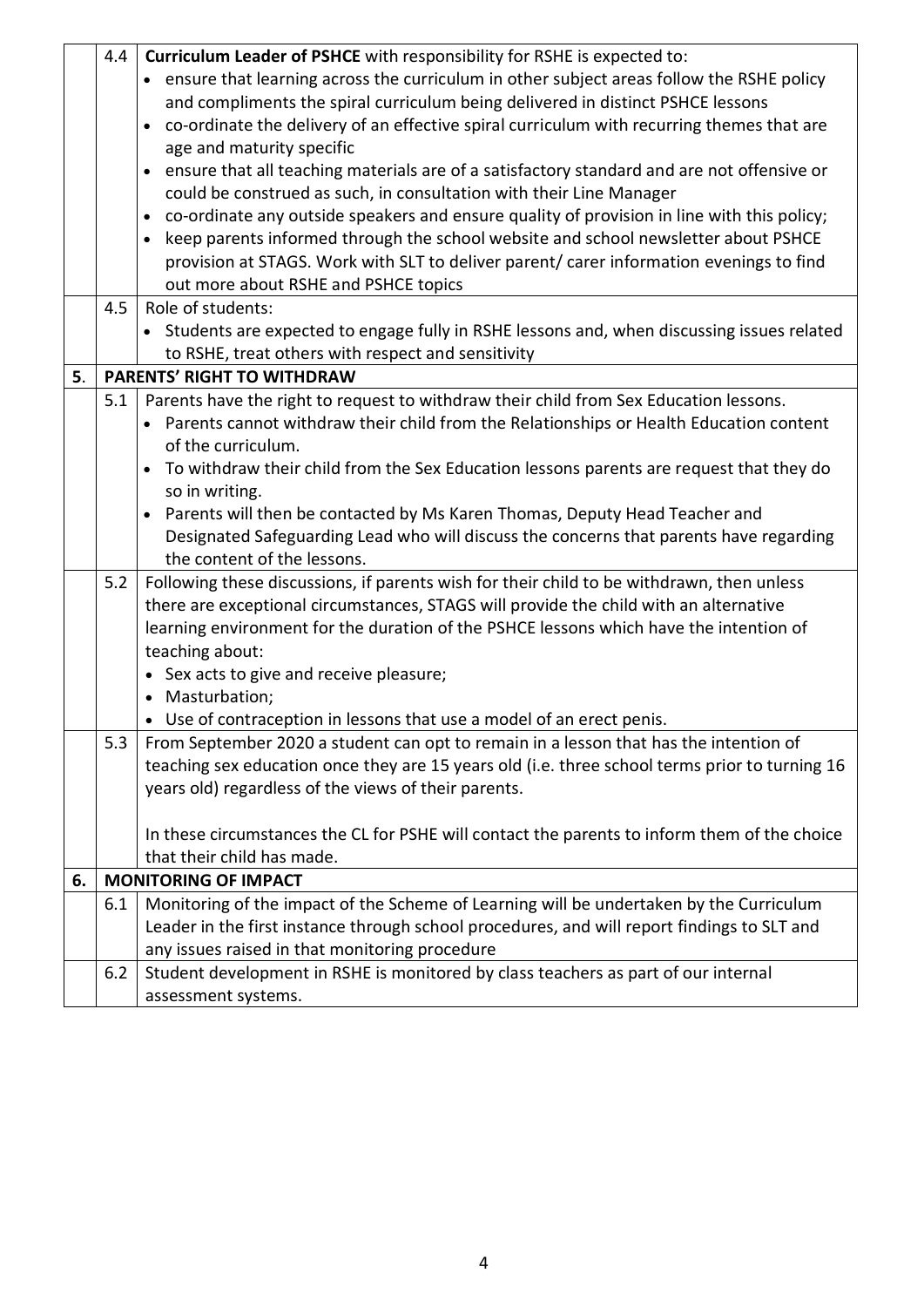| | | |
|---|---|---|
| | 4.4 | **Curriculum Leader of PSHCE** with responsibility for RSHE is expected to:<br>• ensure that learning across the curriculum in other subject areas follow the RSHE policy and compliments the spiral curriculum being delivered in distinct PSHCE lessons<br>• co-ordinate the delivery of an effective spiral curriculum with recurring themes that are age and maturity specific<br>• ensure that all teaching materials are of a satisfactory standard and are not offensive or could be construed as such, in consultation with their Line Manager<br>• co-ordinate any outside speakers and ensure quality of provision in line with this policy;<br>• keep parents informed through the school website and school newsletter about PSHCE provision at STAGS. Work with SLT to deliver parent/ carer information evenings to find out more about RSHE and PSHCE topics |
| | 4.5 | Role of students:<br>• Students are expected to engage fully in RSHE lessons and, when discussing issues related to RSHE, treat others with respect and sensitivity |
| **5**. | **PARENTS' RIGHT TO WITHDRAW** | |
| | 5.1 | Parents have the right to request to withdraw their child from Sex Education lessons.<br>• Parents cannot withdraw their child from the Relationships or Health Education content of the curriculum.<br>• To withdraw their child from the Sex Education lessons parents are request that they do so in writing.<br>• Parents will then be contacted by Ms Karen Thomas, Deputy Head Teacher and Designated Safeguarding Lead who will discuss the concerns that parents have regarding the content of the lessons. |
| | 5.2 | Following these discussions, if parents wish for their child to be withdrawn, then unless there are exceptional circumstances, STAGS will provide the child with an alternative learning environment for the duration of the PSHCE lessons which have the intention of teaching about:<br>• Sex acts to give and receive pleasure;<br>• Masturbation;<br>• Use of contraception in lessons that use a model of an erect penis. |
| | 5.3 | From September 2020 a student can opt to remain in a lesson that has the intention of teaching sex education once they are 15 years old (i.e. three school terms prior to turning 16 years old) regardless of the views of their parents.<br><br>In these circumstances the CL for PSHE will contact the parents to inform them of the choice that their child has made. |
| **6.** | **MONITORING OF IMPACT** | |
| | 6.1 | Monitoring of the impact of the Scheme of Learning will be undertaken by the Curriculum Leader in the first instance through school procedures, and will report findings to SLT and any issues raised in that monitoring procedure |
| | 6.2 | Student development in RSHE is monitored by class teachers as part of our internal assessment systems. |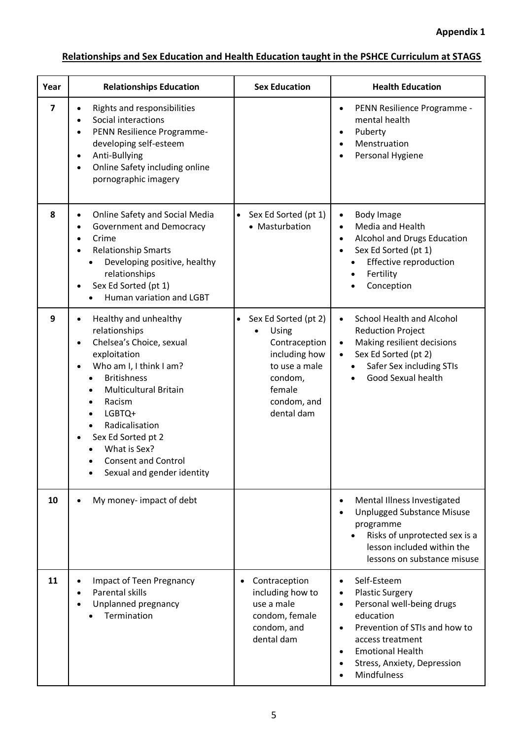**Appendix 1**

**Relationships and Sex Education and Health Education taught in the PSHCE Curriculum at STAGS**

| Year | Relationships Education | Sex Education | Health Education |
|---|---|---|---|
| **7** | • Rights and responsibilities<br>• Social interactions<br>• PENN Resilience Programme- developing self-esteem<br>• Anti-Bullying<br>• Online Safety including online pornographic imagery | | • PENN Resilience Programme - mental health<br>• Puberty<br>• Menstruation<br>• Personal Hygiene |
| **8** | • Online Safety and Social Media<br>• Government and Democracy<br>• Crime<br>• Relationship Smarts<br>&nbsp;&nbsp;• Developing positive, healthy relationships<br>• Sex Ed Sorted (pt 1)<br>&nbsp;&nbsp;• Human variation and LGBT | • Sex Ed Sorted (pt 1)<br>&nbsp;&nbsp;• Masturbation | • Body Image<br>• Media and Health<br>• Alcohol and Drugs Education<br>• Sex Ed Sorted (pt 1)<br>&nbsp;&nbsp;• Effective reproduction<br>&nbsp;&nbsp;• Fertility<br>&nbsp;&nbsp;• Conception |
| **9** | • Healthy and unhealthy relationships<br>• Chelsea's Choice, sexual exploitation<br>• Who am I, I think I am?<br>&nbsp;&nbsp;• Britishness<br>&nbsp;&nbsp;• Multicultural Britain<br>&nbsp;&nbsp;• Racism<br>&nbsp;&nbsp;• LGBTQ+<br>&nbsp;&nbsp;• Radicalisation<br>• Sex Ed Sorted pt 2<br>&nbsp;&nbsp;• What is Sex?<br>&nbsp;&nbsp;• Consent and Control<br>&nbsp;&nbsp;• Sexual and gender identity | • Sex Ed Sorted (pt 2)<br>&nbsp;&nbsp;• Using Contraception including how to use a male condom, female condom, and dental dam | • School Health and Alcohol Reduction Project<br>• Making resilient decisions<br>• Sex Ed Sorted (pt 2)<br>&nbsp;&nbsp;• Safer Sex including STIs<br>&nbsp;&nbsp;• Good Sexual health |
| **10** | • My money- impact of debt | | • Mental Illness Investigated<br>• Unplugged Substance Misuse programme<br>&nbsp;&nbsp;• Risks of unprotected sex is a lesson included within the lessons on substance misuse |
| **11** | • Impact of Teen Pregnancy<br>• Parental skills<br>• Unplanned pregnancy<br>&nbsp;&nbsp;• Termination | • Contraception including how to use a male condom, female condom, and dental dam | • Self-Esteem<br>• Plastic Surgery<br>• Personal well-being drugs education<br>• Prevention of STIs and how to access treatment<br>• Emotional Health<br>• Stress, Anxiety, Depression<br>• Mindfulness |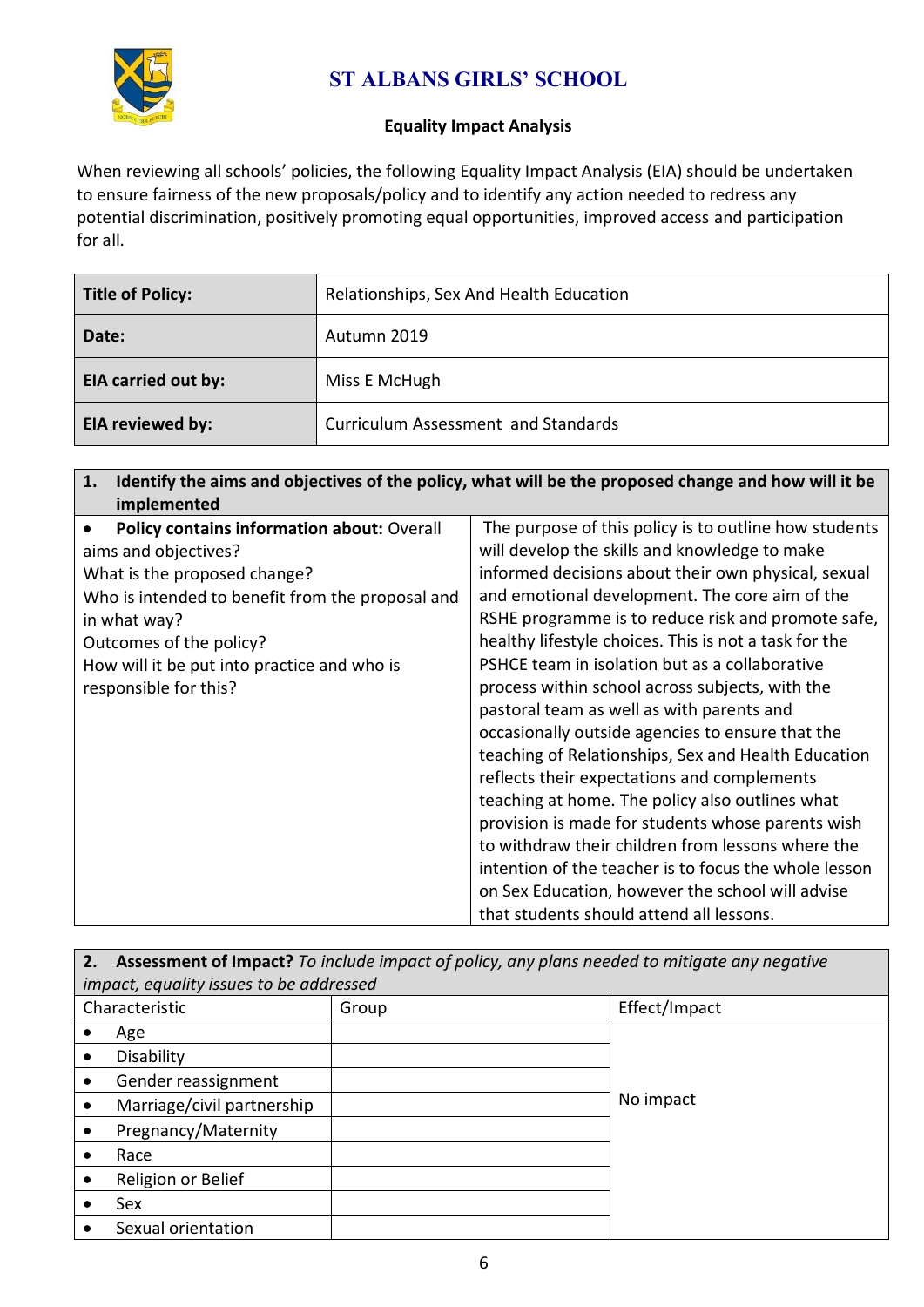# ST ALBANS GIRLS' SCHOOL

## Equality Impact Analysis

When reviewing all schools' policies, the following Equality Impact Analysis (EIA) should be undertaken to ensure fairness of the new proposals/policy and to identify any action needed to redress any potential discrimination, positively promoting equal opportunities, improved access and participation for all.

| **Title of Policy:** | Relationships, Sex And Health Education |
|---|---|
| **Date:** | Autumn 2019 |
| **EIA carried out by:** | Miss E McHugh |
| **EIA reviewed by:** | Curriculum Assessment and Standards |

| **1. Identify the aims and objectives of the policy, what will be the proposed change and how will it be implemented** | |
|---|---|
| • **Policy contains information about:** Overall aims and objectives?<br>What is the proposed change?<br>Who is intended to benefit from the proposal and in what way?<br>Outcomes of the policy?<br>How will it be put into practice and who is responsible for this? | The purpose of this policy is to outline how students will develop the skills and knowledge to make informed decisions about their own physical, sexual and emotional development. The core aim of the RSHE programme is to reduce risk and promote safe, healthy lifestyle choices. This is not a task for the PSHCE team in isolation but as a collaborative process within school across subjects, with the pastoral team as well as with parents and occasionally outside agencies to ensure that the teaching of Relationships, Sex and Health Education reflects their expectations and complements teaching at home. The policy also outlines what provision is made for students whose parents wish to withdraw their children from lessons where the intention of the teacher is to focus the whole lesson on Sex Education, however the school will advise that students should attend all lessons. |

| **2. Assessment of Impact?** *To include impact of policy, any plans needed to mitigate any negative impact, equality issues to be addressed* | | |
|---|---|---|
| Characteristic | Group | Effect/Impact |
| • Age | | No impact |
| • Disability | | |
| • Gender reassignment | | |
| • Marriage/civil partnership | | |
| • Pregnancy/Maternity | | |
| • Race | | |
| • Religion or Belief | | |
| • Sex | | |
| • Sexual orientation | | |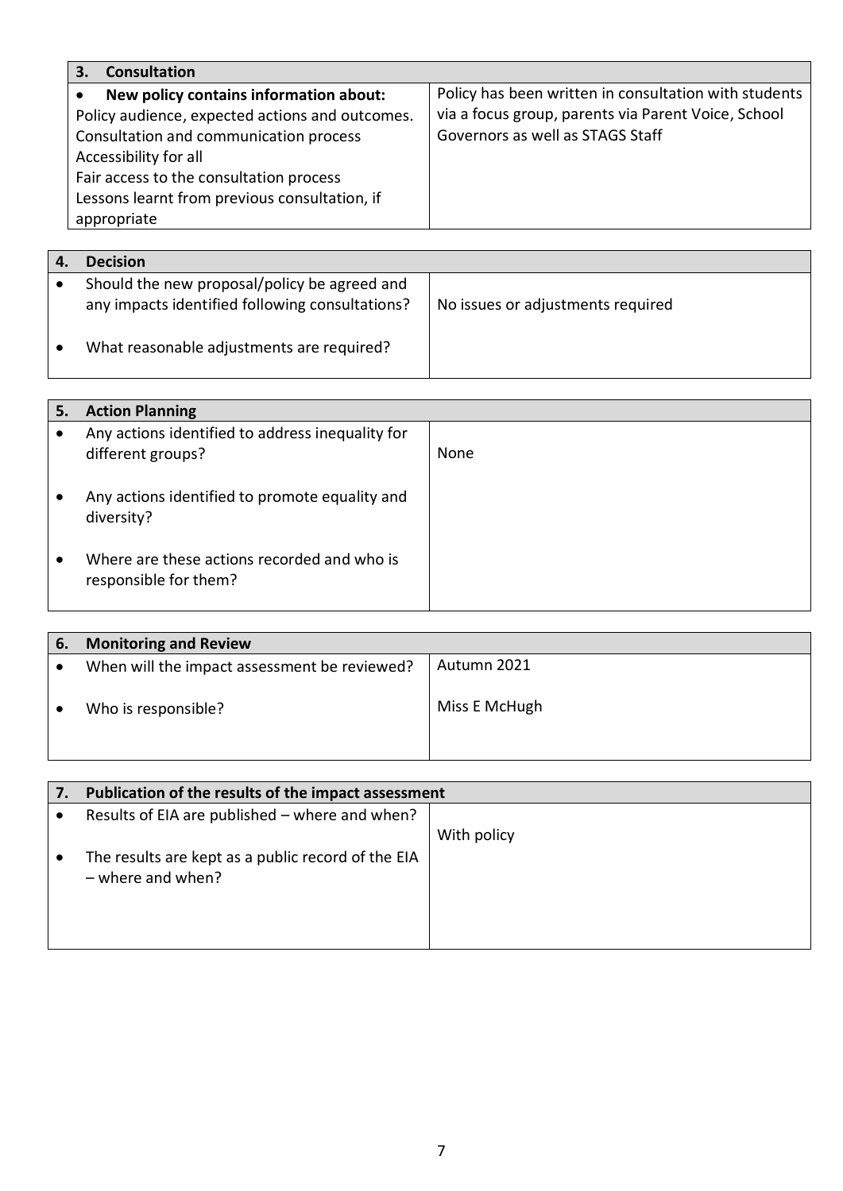| 3. Consultation | |
|---|---|
| • **New policy contains information about:** Policy audience, expected actions and outcomes. Consultation and communication process Accessibility for all Fair access to the consultation process Lessons learnt from previous consultation, if appropriate | Policy has been written in consultation with students via a focus group, parents via Parent Voice, School Governors as well as STAGS Staff |

| 4. Decision | |
|---|---|
| • Should the new proposal/policy be agreed and any impacts identified following consultations?<br><br>• What reasonable adjustments are required? | No issues or adjustments required |

| 5. Action Planning | |
|---|---|
| • Any actions identified to address inequality for different groups?<br><br>• Any actions identified to promote equality and diversity?<br><br>• Where are these actions recorded and who is responsible for them? | None |

| 6. Monitoring and Review | |
|---|---|
| • When will the impact assessment be reviewed? | Autumn 2021 |
| • Who is responsible? | Miss E McHugh |

| 7. Publication of the results of the impact assessment | |
|---|---|
| • Results of EIA are published – where and when?<br><br>• The results are kept as a public record of the EIA – where and when? | With policy |